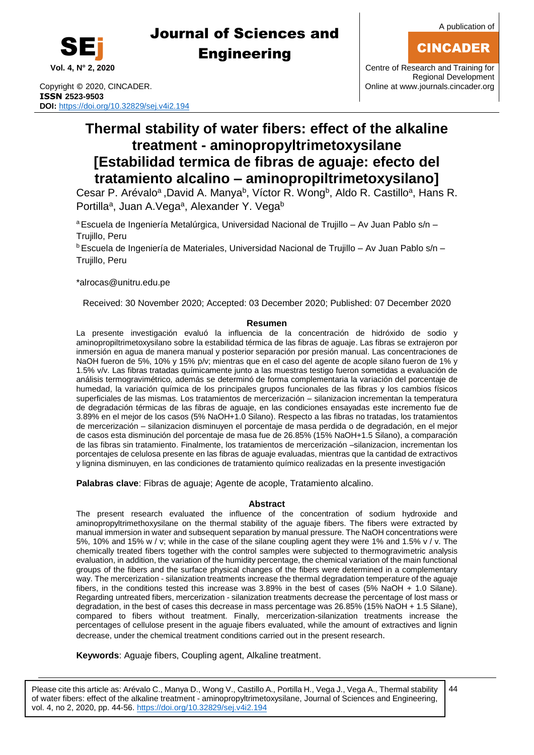# Thermal stability of water fibers: effect of the alkaline treatment - aminopropyltrimetoxysilane [Estabilidad termica de fibras de aguaje: efecto del tratamiento alcalino – aminopropiltrimetoxysilano]

Cesar P. Arévalo[a], David A. Manya[b], Víctor R. Wong[b], Aldo R. Castillo[a], Hans R. Portilla[a], Juan A.Vega[a], Alexander Y. Vega[b]

[a] Escuela de Ingeniería Metalúrgica, Universidad Nacional de Trujillo – Av Juan Pablo s/n – Trujillo, Peru

[b] Escuela de Ingeniería de Materiales, Universidad Nacional de Trujillo – Av Juan Pablo s/n – Trujillo, Peru

*alrocas@unitru.edu.pe

Received: 30 November 2020; Accepted: 03 December 2020; Published: 07 December 2020

## Resumen

La presente investigación evaluó la influencia de la concentración de hidróxido de sodio y aminopropiltrimetoxysilano sobre la estabilidad térmica de las fibras de aguaje. Las fibras se extrajeron por inmersión en agua de manera manual y posterior separación por presión manual. Las concentraciones de NaOH fueron de 5%, 10% y 15% p/v; mientras que en el caso del agente de acople silano fueron de 1% y 1.5% v/v. Las fibras tratadas químicamente junto a las muestras testigo fueron sometidas a evaluación de análisis termogravimétrico, además se determinó de forma complementaria la variación del porcentaje de humedad, la variación química de los principales grupos funcionales de las fibras y los cambios físicos superficiales de las mismas. Los tratamientos de mercerización – silanizacion incrementan la temperatura de degradación térmicas de las fibras de aguaje, en las condiciones ensayadas este incremento fue de 3.89% en el mejor de los casos (5% NaOH+1.0 Silano). Respecto a las fibras no tratadas, los tratamientos de mercerización – silanizacion disminuyen el porcentaje de masa perdida o de degradación, en el mejor de casos esta disminución del porcentaje de masa fue de 26.85% (15% NaOH+1.5 Silano), a comparación de las fibras sin tratamiento. Finalmente, los tratamientos de mercerización –silanizacion, incrementan los porcentajes de celulosa presente en las fibras de aguaje evaluadas, mientras que la cantidad de extractivos y lignina disminuyen, en las condiciones de tratamiento químico realizadas en la presente investigación

**Palabras clave**: Fibras de aguaje; Agente de acople, Tratamiento alcalino.

## Abstract

The present research evaluated the influence of the concentration of sodium hydroxide and aminopropyltrimethoxysilane on the thermal stability of the aguaje fibers. The fibers were extracted by manual immersion in water and subsequent separation by manual pressure. The NaOH concentrations were 5%, 10% and 15% w / v; while in the case of the silane coupling agent they were 1% and 1.5% v / v. The chemically treated fibers together with the control samples were subjected to thermogravimetric analysis evaluation, in addition, the variation of the humidity percentage, the chemical variation of the main functional groups of the fibers and the surface physical changes of the fibers were determined in a complementary way. The mercerization - silanization treatments increase the thermal degradation temperature of the aguaje fibers, in the conditions tested this increase was 3.89% in the best of cases (5% NaOH + 1.0 Silane). Regarding untreated fibers, mercerization - silanization treatments decrease the percentage of lost mass or degradation, in the best of cases this decrease in mass percentage was 26.85% (15% NaOH + 1.5 Silane), compared to fibers without treatment. Finally, mercerization-silanization treatments increase the percentages of cellulose present in the aguaje fibers evaluated, while the amount of extractives and lignin decrease, under the chemical treatment conditions carried out in the present research.

**Keywords**: Aguaje fibers, Coupling agent, Alkaline treatment.

Please cite this article as: Arévalo C., Manya D., Wong V., Castillo A., Portilla H., Vega J., Vega A., Thermal stability of water fibers: effect of the alkaline treatment - aminopropyltrimetoxysilane, Journal of Sciences and Engineering, vol. 4, no 2, 2020, pp. 44-56. https://doi.org/10.32829/sej.v4i2.194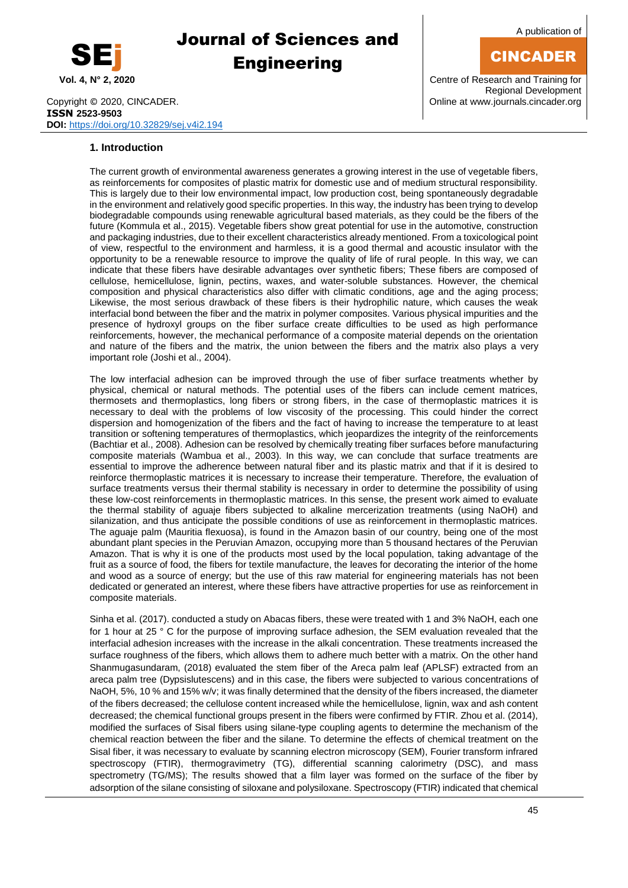## 1. Introduction

The current growth of environmental awareness generates a growing interest in the use of vegetable fibers, as reinforcements for composites of plastic matrix for domestic use and of medium structural responsibility. This is largely due to their low environmental impact, low production cost, being spontaneously degradable in the environment and relatively good specific properties. In this way, the industry has been trying to develop biodegradable compounds using renewable agricultural based materials, as they could be the fibers of the future (Kommula et al., 2015). Vegetable fibers show great potential for use in the automotive, construction and packaging industries, due to their excellent characteristics already mentioned. From a toxicological point of view, respectful to the environment and harmless, it is a good thermal and acoustic insulator with the opportunity to be a renewable resource to improve the quality of life of rural people. In this way, we can indicate that these fibers have desirable advantages over synthetic fibers; These fibers are composed of cellulose, hemicellulose, lignin, pectins, waxes, and water-soluble substances. However, the chemical composition and physical characteristics also differ with climatic conditions, age and the aging process; Likewise, the most serious drawback of these fibers is their hydrophilic nature, which causes the weak interfacial bond between the fiber and the matrix in polymer composites. Various physical impurities and the presence of hydroxyl groups on the fiber surface create difficulties to be used as high performance reinforcements, however, the mechanical performance of a composite material depends on the orientation and nature of the fibers and the matrix, the union between the fibers and the matrix also plays a very important role (Joshi et al., 2004).

The low interfacial adhesion can be improved through the use of fiber surface treatments whether by physical, chemical or natural methods. The potential uses of the fibers can include cement matrices, thermosets and thermoplastics, long fibers or strong fibers, in the case of thermoplastic matrices it is necessary to deal with the problems of low viscosity of the processing. This could hinder the correct dispersion and homogenization of the fibers and the fact of having to increase the temperature to at least transition or softening temperatures of thermoplastics, which jeopardizes the integrity of the reinforcements (Bachtiar et al., 2008). Adhesion can be resolved by chemically treating fiber surfaces before manufacturing composite materials (Wambua et al., 2003). In this way, we can conclude that surface treatments are essential to improve the adherence between natural fiber and its plastic matrix and that if it is desired to reinforce thermoplastic matrices it is necessary to increase their temperature. Therefore, the evaluation of surface treatments versus their thermal stability is necessary in order to determine the possibility of using these low-cost reinforcements in thermoplastic matrices. In this sense, the present work aimed to evaluate the thermal stability of aguaje fibers subjected to alkaline mercerization treatments (using NaOH) and silanization, and thus anticipate the possible conditions of use as reinforcement in thermoplastic matrices. The aguaje palm (Mauritia flexuosa), is found in the Amazon basin of our country, being one of the most abundant plant species in the Peruvian Amazon, occupying more than 5 thousand hectares of the Peruvian Amazon. That is why it is one of the products most used by the local population, taking advantage of the fruit as a source of food, the fibers for textile manufacture, the leaves for decorating the interior of the home and wood as a source of energy; but the use of this raw material for engineering materials has not been dedicated or generated an interest, where these fibers have attractive properties for use as reinforcement in composite materials.

Sinha et al. (2017). conducted a study on Abacas fibers, these were treated with 1 and 3% NaOH, each one for 1 hour at 25 ° C for the purpose of improving surface adhesion, the SEM evaluation revealed that the interfacial adhesion increases with the increase in the alkali concentration. These treatments increased the surface roughness of the fibers, which allows them to adhere much better with a matrix. On the other hand Shanmugasundaram, (2018) evaluated the stem fiber of the Areca palm leaf (APLSF) extracted from an areca palm tree (Dypsislutescens) and in this case, the fibers were subjected to various concentrations of NaOH, 5%, 10 % and 15% w/v; it was finally determined that the density of the fibers increased, the diameter of the fibers decreased; the cellulose content increased while the hemicellulose, lignin, wax and ash content decreased; the chemical functional groups present in the fibers were confirmed by FTIR. Zhou et al. (2014), modified the surfaces of Sisal fibers using silane-type coupling agents to determine the mechanism of the chemical reaction between the fiber and the silane. To determine the effects of chemical treatment on the Sisal fiber, it was necessary to evaluate by scanning electron microscopy (SEM), Fourier transform infrared spectroscopy (FTIR), thermogravimetry (TG), differential scanning calorimetry (DSC), and mass spectrometry (TG/MS); The results showed that a film layer was formed on the surface of the fiber by adsorption of the silane consisting of siloxane and polysiloxane. Spectroscopy (FTIR) indicated that chemical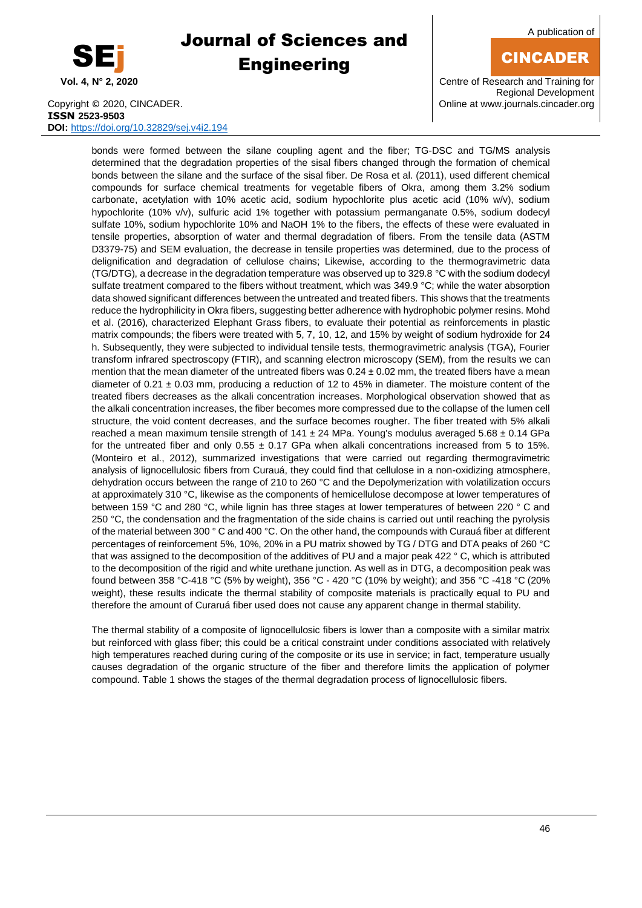bonds were formed between the silane coupling agent and the fiber; TG-DSC and TG/MS analysis determined that the degradation properties of the sisal fibers changed through the formation of chemical bonds between the silane and the surface of the sisal fiber. De Rosa et al. (2011), used different chemical compounds for surface chemical treatments for vegetable fibers of Okra, among them 3.2% sodium carbonate, acetylation with 10% acetic acid, sodium hypochlorite plus acetic acid (10% w/v), sodium hypochlorite (10% v/v), sulfuric acid 1% together with potassium permanganate 0.5%, sodium dodecyl sulfate 10%, sodium hypochlorite 10% and NaOH 1% to the fibers, the effects of these were evaluated in tensile properties, absorption of water and thermal degradation of fibers. From the tensile data (ASTM D3379-75) and SEM evaluation, the decrease in tensile properties was determined, due to the process of delignification and degradation of cellulose chains; Likewise, according to the thermogravimetric data (TG/DTG), a decrease in the degradation temperature was observed up to 329.8 °C with the sodium dodecyl sulfate treatment compared to the fibers without treatment, which was 349.9 °C; while the water absorption data showed significant differences between the untreated and treated fibers. This shows that the treatments reduce the hydrophilicity in Okra fibers, suggesting better adherence with hydrophobic polymer resins. Mohd et al. (2016), characterized Elephant Grass fibers, to evaluate their potential as reinforcements in plastic matrix compounds; the fibers were treated with 5, 7, 10, 12, and 15% by weight of sodium hydroxide for 24 h. Subsequently, they were subjected to individual tensile tests, thermogravimetric analysis (TGA), Fourier transform infrared spectroscopy (FTIR), and scanning electron microscopy (SEM), from the results we can mention that the mean diameter of the untreated fibers was 0.24 ± 0.02 mm, the treated fibers have a mean diameter of 0.21 ± 0.03 mm, producing a reduction of 12 to 45% in diameter. The moisture content of the treated fibers decreases as the alkali concentration increases. Morphological observation showed that as the alkali concentration increases, the fiber becomes more compressed due to the collapse of the lumen cell structure, the void content decreases, and the surface becomes rougher. The fiber treated with 5% alkali reached a mean maximum tensile strength of 141 ± 24 MPa. Young's modulus averaged 5.68 ± 0.14 GPa for the untreated fiber and only 0.55 ± 0.17 GPa when alkali concentrations increased from 5 to 15%. (Monteiro et al., 2012), summarized investigations that were carried out regarding thermogravimetric analysis of lignocellulosic fibers from Curauá, they could find that cellulose in a non-oxidizing atmosphere, dehydration occurs between the range of 210 to 260 °C and the Depolymerization with volatilization occurs at approximately 310 °C, likewise as the components of hemicellulose decompose at lower temperatures of between 159 °C and 280 °C, while lignin has three stages at lower temperatures of between 220 ° C and 250 °C, the condensation and the fragmentation of the side chains is carried out until reaching the pyrolysis of the material between 300 ° C and 400 °C. On the other hand, the compounds with Curauá fiber at different percentages of reinforcement 5%, 10%, 20% in a PU matrix showed by TG / DTG and DTA peaks of 260 °C that was assigned to the decomposition of the additives of PU and a major peak 422 ° C, which is attributed to the decomposition of the rigid and white urethane junction. As well as in DTG, a decomposition peak was found between 358 °C-418 °C (5% by weight), 356 °C - 420 °C (10% by weight); and 356 °C -418 °C (20% weight), these results indicate the thermal stability of composite materials is practically equal to PU and therefore the amount of Curaruá fiber used does not cause any apparent change in thermal stability.

The thermal stability of a composite of lignocellulosic fibers is lower than a composite with a similar matrix but reinforced with glass fiber; this could be a critical constraint under conditions associated with relatively high temperatures reached during curing of the composite or its use in service; in fact, temperature usually causes degradation of the organic structure of the fiber and therefore limits the application of polymer compound. Table 1 shows the stages of the thermal degradation process of lignocellulosic fibers.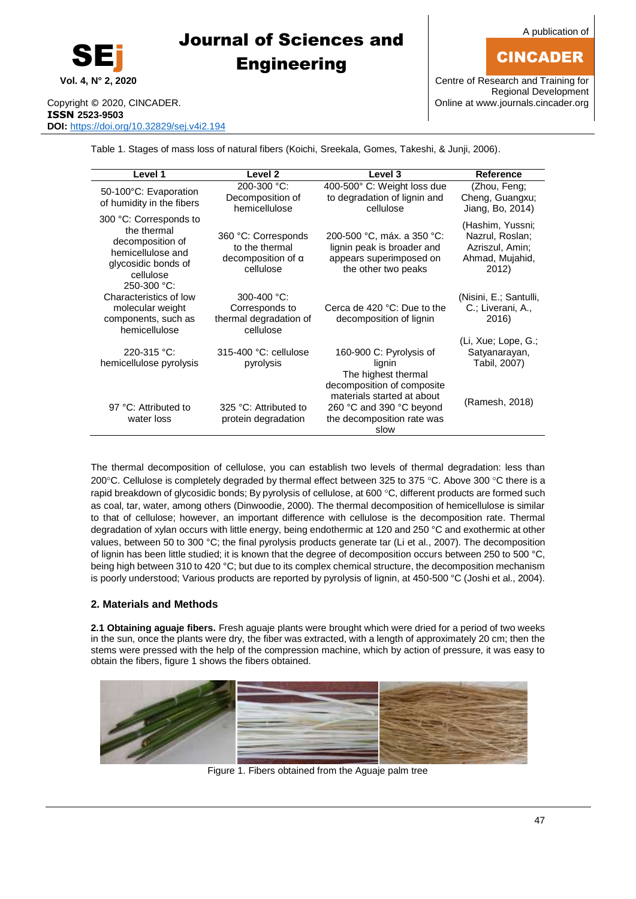Table 1. Stages of mass loss of natural fibers (Koichi, Sreekala, Gomes, Takeshi, & Junji, 2006).

| Level 1 | Level 2 | Level 3 | Reference |
|---|---|---|---|
| 50-100°C: Evaporation of humidity in the fibers | 200-300 °C: Decomposition of hemicellulose | 400-500° C: Weight loss due to degradation of lignin and cellulose | (Zhou, Feng; Cheng, Guangxu; Jiang, Bo, 2014) |
| 300 °C: Corresponds to the thermal decomposition of hemicellulose and glycosidic bonds of cellulose | 360 °C: Corresponds to the thermal decomposition of α cellulose | 200-500 °C, máx. a 350 °C: lignin peak is broader and appears superimposed on the other two peaks | (Hashim, Yussni; Nazrul, Roslan; Azriszul, Amin; Ahmad, Mujahid, 2012) |
| 250-300 °C: Characteristics of low molecular weight components, such as hemicellulose | 300-400 °C: Corresponds to thermal degradation of cellulose | Cerca de 420 °C: Due to the decomposition of lignin | (Nisini, E.; Santulli, C.; Liverani, A., 2016) |
| 220-315 °C: hemicellulose pyrolysis | 315-400 °C: cellulose pyrolysis | 160-900 C: Pyrolysis of lignin | (Li, Xue; Lope, G.; Satyanarayan, Tabil, 2007) |
| 97 °C: Attributed to water loss | 325 °C: Attributed to protein degradation | The highest thermal decomposition of composite materials started at about 260 °C and 390 °C beyond the decomposition rate was slow | (Ramesh, 2018) |

The thermal decomposition of cellulose, you can establish two levels of thermal degradation: less than 200°C. Cellulose is completely degraded by thermal effect between 325 to 375 °C. Above 300 °C there is a rapid breakdown of glycosidic bonds; By pyrolysis of cellulose, at 600 °C, different products are formed such as coal, tar, water, among others (Dinwoodie, 2000). The thermal decomposition of hemicellulose is similar to that of cellulose; however, an important difference with cellulose is the decomposition rate. Thermal degradation of xylan occurs with little energy, being endothermic at 120 and 250 °C and exothermic at other values, between 50 to 300 °C; the final pyrolysis products generate tar (Li et al., 2007). The decomposition of lignin has been little studied; it is known that the degree of decomposition occurs between 250 to 500 °C, being high between 310 to 420 °C; but due to its complex chemical structure, the decomposition mechanism is poorly understood; Various products are reported by pyrolysis of lignin, at 450-500 °C (Joshi et al., 2004).

## 2. Materials and Methods

**2.1 Obtaining aguaje fibers.** Fresh aguaje plants were brought which were dried for a period of two weeks in the sun, once the plants were dry, the fiber was extracted, with a length of approximately 20 cm; then the stems were pressed with the help of the compression machine, which by action of pressure, it was easy to obtain the fibers, figure 1 shows the fibers obtained.

Figure 1. Fibers obtained from the Aguaje palm tree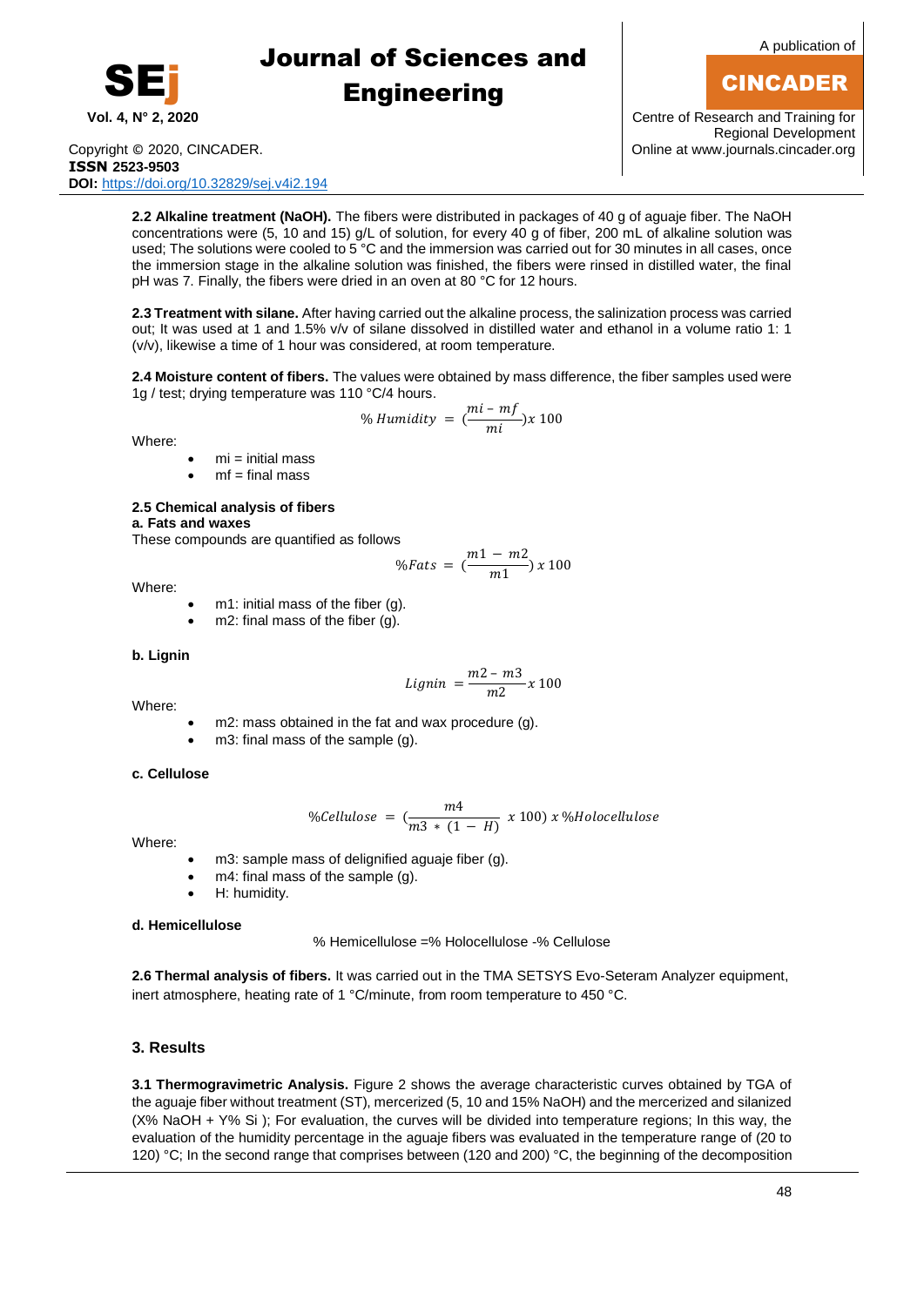**2.2 Alkaline treatment (NaOH).** The fibers were distributed in packages of 40 g of aguaje fiber. The NaOH concentrations were (5, 10 and 15) g/L of solution, for every 40 g of fiber, 200 mL of alkaline solution was used; The solutions were cooled to 5 °C and the immersion was carried out for 30 minutes in all cases, once the immersion stage in the alkaline solution was finished, the fibers were rinsed in distilled water, the final pH was 7. Finally, the fibers were dried in an oven at 80 °C for 12 hours.

**2.3 Treatment with silane.** After having carried out the alkaline process, the salinization process was carried out; It was used at 1 and 1.5% v/v of silane dissolved in distilled water and ethanol in a volume ratio 1: 1 (v/v), likewise a time of 1 hour was considered, at room temperature.

**2.4 Moisture content of fibers.** The values were obtained by mass difference, the fiber samples used were 1g / test; drying temperature was 110 °C/4 hours.

$$\%\,Humidity = \left(\frac{mi - mf}{mi}\right)x\,100$$

Where:

- mi = initial mass
- mf = final mass

**2.5 Chemical analysis of fibers**

**a. Fats and waxes**

These compounds are quantified as follows

$$\%Fats = \left(\frac{m1 - m2}{m1}\right)x\,100$$

Where:

- m1: initial mass of the fiber (g).
- m2: final mass of the fiber (g).

**b. Lignin**

$$Lignin = \frac{m2 - m3}{m2}x\,100$$

Where:

- m2: mass obtained in the fat and wax procedure (g).
- m3: final mass of the sample (g).

**c. Cellulose**

$$\%Cellulose = \left(\frac{m4}{m3 * (1 - H)}\;x\,100\right)x\,\%Holocellulose$$

Where:

- m3: sample mass of delignified aguaje fiber (g).
- m4: final mass of the sample (g).
- H: humidity.

**d. Hemicellulose**

% Hemicellulose =% Holocellulose -% Cellulose

**2.6 Thermal analysis of fibers.** It was carried out in the TMA SETSYS Evo-Seteram Analyzer equipment, inert atmosphere, heating rate of 1 °C/minute, from room temperature to 450 °C.

## 3. Results

**3.1 Thermogravimetric Analysis.** Figure 2 shows the average characteristic curves obtained by TGA of the aguaje fiber without treatment (ST), mercerized (5, 10 and 15% NaOH) and the mercerized and silanized (X% NaOH + Y% Si ); For evaluation, the curves will be divided into temperature regions; In this way, the evaluation of the humidity percentage in the aguaje fibers was evaluated in the temperature range of (20 to 120) °C; In the second range that comprises between (120 and 200) °C, the beginning of the decomposition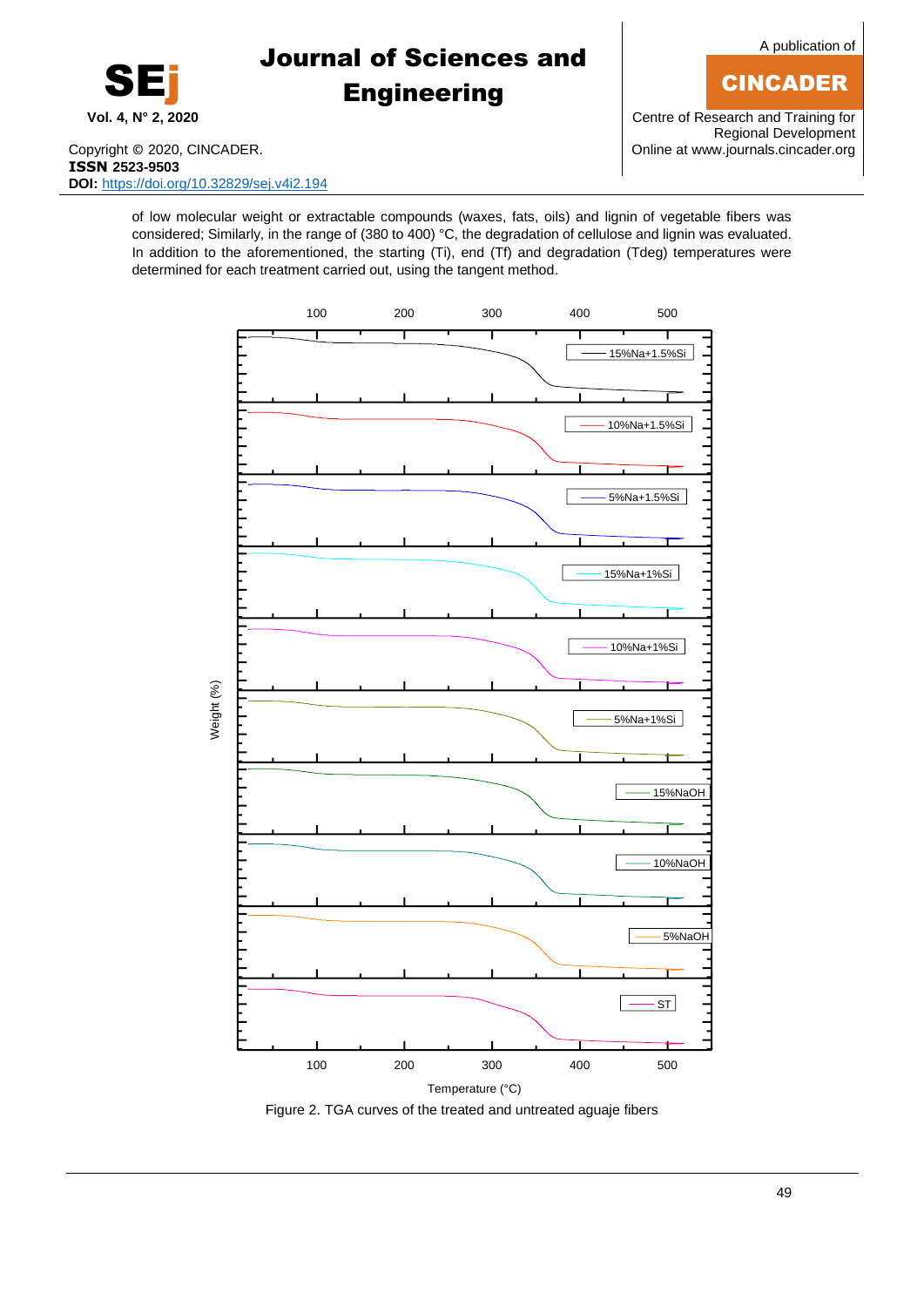of low molecular weight or extractable compounds (waxes, fats, oils) and lignin of vegetable fibers was considered; Similarly, in the range of (380 to 400) °C, the degradation of cellulose and lignin was evaluated. In addition to the aforementioned, the starting (Ti), end (Tf) and degradation (Tdeg) temperatures were determined for each treatment carried out, using the tangent method.

Figure 2. TGA curves of the treated and untreated aguaje fibers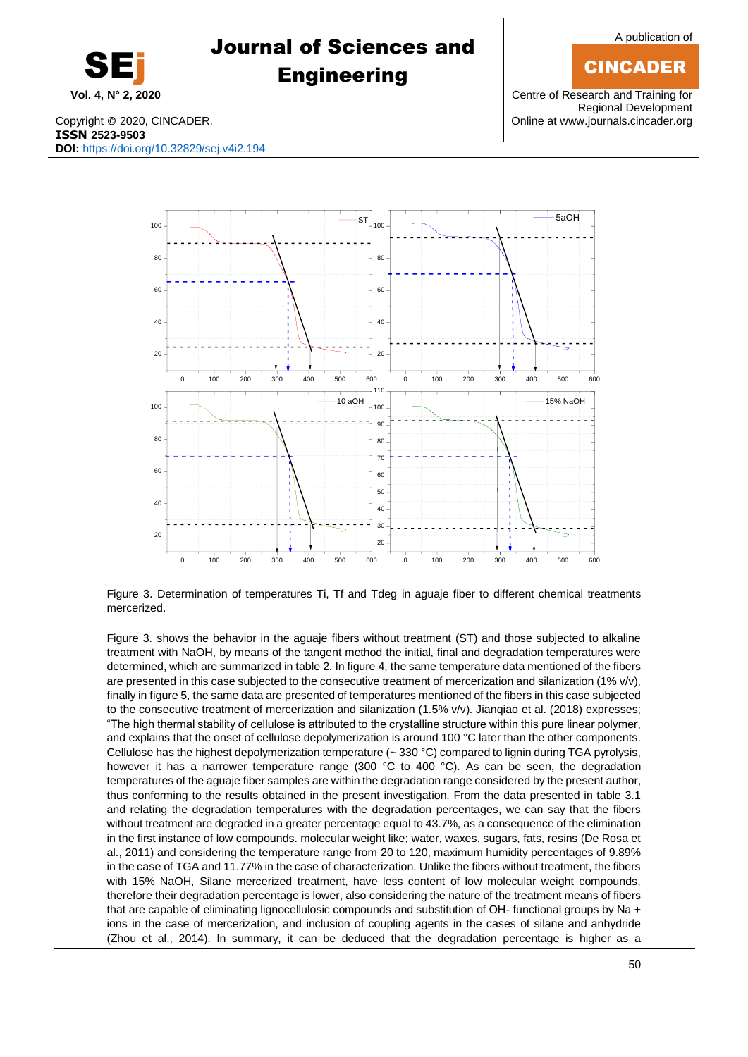Figure 3. Determination of temperatures Ti, Tf and Tdeg in aguaje fiber to different chemical treatments mercerized.

Figure 3. shows the behavior in the aguaje fibers without treatment (ST) and those subjected to alkaline treatment with NaOH, by means of the tangent method the initial, final and degradation temperatures were determined, which are summarized in table 2. In figure 4, the same temperature data mentioned of the fibers are presented in this case subjected to the consecutive treatment of mercerization and silanization (1% v/v), finally in figure 5, the same data are presented of temperatures mentioned of the fibers in this case subjected to the consecutive treatment of mercerization and silanization (1.5% v/v). Jianqiao et al. (2018) expresses; "The high thermal stability of cellulose is attributed to the crystalline structure within this pure linear polymer, and explains that the onset of cellulose depolymerization is around 100 °C later than the other components. Cellulose has the highest depolymerization temperature (~ 330 °C) compared to lignin during TGA pyrolysis, however it has a narrower temperature range (300 °C to 400 °C). As can be seen, the degradation temperatures of the aguaje fiber samples are within the degradation range considered by the present author, thus conforming to the results obtained in the present investigation. From the data presented in table 3.1 and relating the degradation temperatures with the degradation percentages, we can say that the fibers without treatment are degraded in a greater percentage equal to 43.7%, as a consequence of the elimination in the first instance of low compounds. molecular weight like; water, waxes, sugars, fats, resins (De Rosa et al., 2011) and considering the temperature range from 20 to 120, maximum humidity percentages of 9.89% in the case of TGA and 11.77% in the case of characterization. Unlike the fibers without treatment, the fibers with 15% NaOH, Silane mercerized treatment, have less content of low molecular weight compounds, therefore their degradation percentage is lower, also considering the nature of the treatment means of fibers that are capable of eliminating lignocellulosic compounds and substitution of OH- functional groups by Na + ions in the case of mercerization, and inclusion of coupling agents in the cases of silane and anhydride (Zhou et al., 2014). In summary, it can be deduced that the degradation percentage is higher as a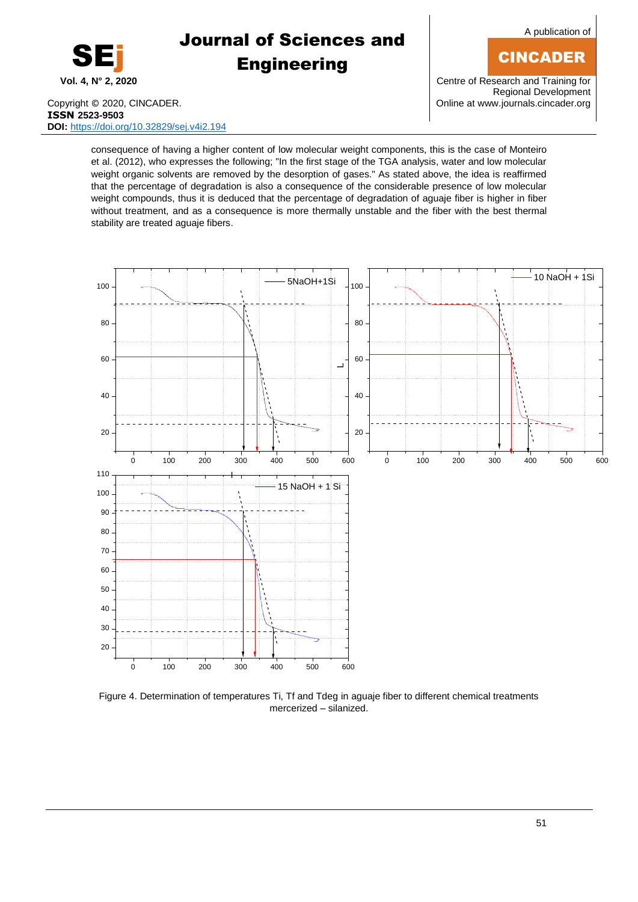consequence of having a higher content of low molecular weight components, this is the case of Monteiro et al. (2012), who expresses the following; "In the first stage of the TGA analysis, water and low molecular weight organic solvents are removed by the desorption of gases." As stated above, the idea is reaffirmed that the percentage of degradation is also a consequence of the considerable presence of low molecular weight compounds, thus it is deduced that the percentage of degradation of aguaje fiber is higher in fiber without treatment, and as a consequence is more thermally unstable and the fiber with the best thermal stability are treated aguaje fibers.

Figure 4. Determination of temperatures Ti, Tf and Tdeg in aguaje fiber to different chemical treatments mercerized – silanized.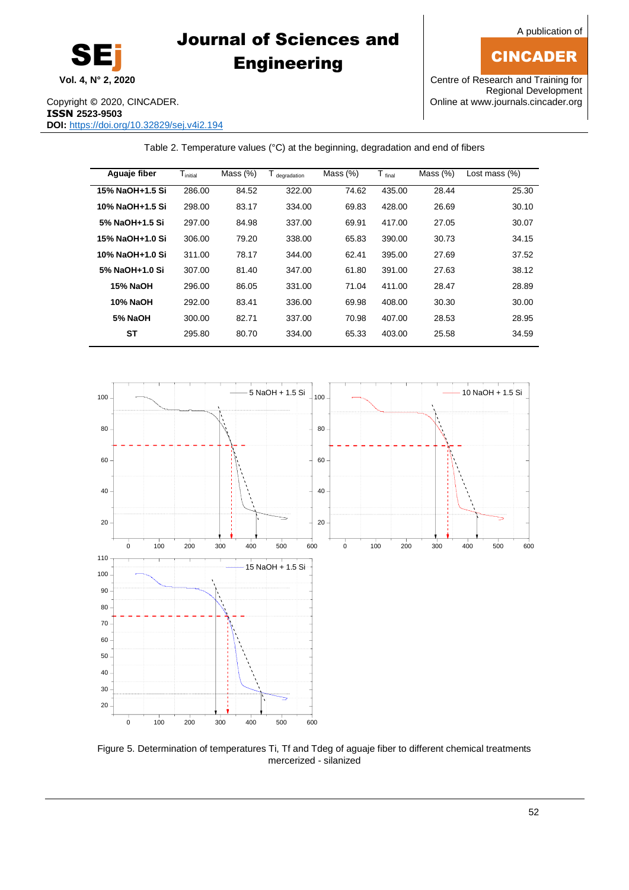Table 2. Temperature values (°C) at the beginning, degradation and end of fibers

| Aguaje fiber | $T_{initial}$ | Mass (%) | $T_{degradation}$ | Mass (%) | $T_{final}$ | Mass (%) | Lost mass (%) |
|---|---|---|---|---|---|---|---|
| **15% NaOH+1.5 Si** | 286.00 | 84.52 | 322.00 | 74.62 | 435.00 | 28.44 | 25.30 |
| **10% NaOH+1.5 Si** | 298.00 | 83.17 | 334.00 | 69.83 | 428.00 | 26.69 | 30.10 |
| **5% NaOH+1.5 Si** | 297.00 | 84.98 | 337.00 | 69.91 | 417.00 | 27.05 | 30.07 |
| **15% NaOH+1.0 Si** | 306.00 | 79.20 | 338.00 | 65.83 | 390.00 | 30.73 | 34.15 |
| **10% NaOH+1.0 Si** | 311.00 | 78.17 | 344.00 | 62.41 | 395.00 | 27.69 | 37.52 |
| **5% NaOH+1.0 Si** | 307.00 | 81.40 | 347.00 | 61.80 | 391.00 | 27.63 | 38.12 |
| **15% NaOH** | 296.00 | 86.05 | 331.00 | 71.04 | 411.00 | 28.47 | 28.89 |
| **10% NaOH** | 292.00 | 83.41 | 336.00 | 69.98 | 408.00 | 30.30 | 30.00 |
| **5% NaOH** | 300.00 | 82.71 | 337.00 | 70.98 | 407.00 | 28.53 | 28.95 |
| **ST** | 295.80 | 80.70 | 334.00 | 65.33 | 403.00 | 25.58 | 34.59 |

Figure 5. Determination of temperatures Ti, Tf and Tdeg of aguaje fiber to different chemical treatments mercerized - silanized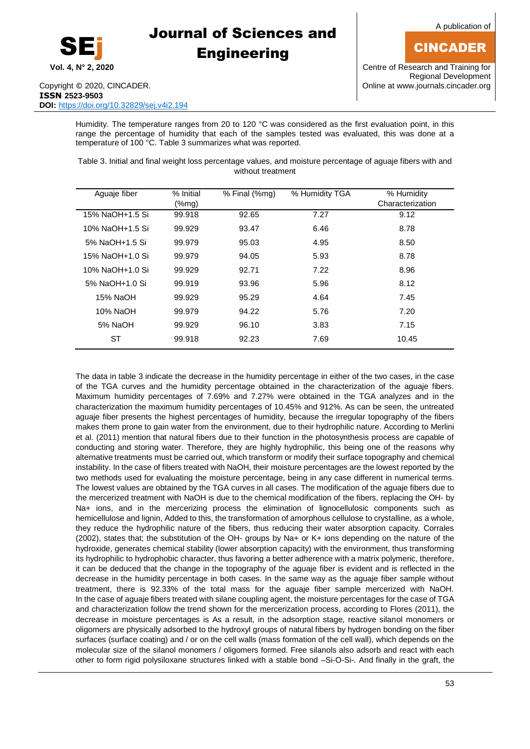Humidity. The temperature ranges from 20 to 120 °C was considered as the first evaluation point, in this range the percentage of humidity that each of the samples tested was evaluated, this was done at a temperature of 100 °C. Table 3 summarizes what was reported.

Table 3. Initial and final weight loss percentage values, and moisture percentage of aguaje fibers with and without treatment

| Aguaje fiber | % Initial (%mg) | % Final (%mg) | % Humidity TGA | % Humidity Characterization |
|---|---|---|---|---|
| 15% NaOH+1.5 Si | 99.918 | 92.65 | 7.27 | 9.12 |
| 10% NaOH+1.5 Si | 99.929 | 93.47 | 6.46 | 8.78 |
| 5% NaOH+1.5 Si | 99.979 | 95.03 | 4.95 | 8.50 |
| 15% NaOH+1.0 Si | 99.979 | 94.05 | 5.93 | 8.78 |
| 10% NaOH+1.0 Si | 99.929 | 92.71 | 7.22 | 8.96 |
| 5% NaOH+1.0 Si | 99.919 | 93.96 | 5.96 | 8.12 |
| 15% NaOH | 99.929 | 95.29 | 4.64 | 7.45 |
| 10% NaOH | 99.979 | 94.22 | 5.76 | 7.20 |
| 5% NaOH | 99.929 | 96.10 | 3.83 | 7.15 |
| ST | 99.918 | 92.23 | 7.69 | 10.45 |

The data in table 3 indicate the decrease in the humidity percentage in either of the two cases, in the case of the TGA curves and the humidity percentage obtained in the characterization of the aguaje fibers. Maximum humidity percentages of 7.69% and 7.27% were obtained in the TGA analyzes and in the characterization the maximum humidity percentages of 10.45% and 912%. As can be seen, the untreated aguaje fiber presents the highest percentages of humidity, because the irregular topography of the fibers makes them prone to gain water from the environment, due to their hydrophilic nature. According to Merlini et al. (2011) mention that natural fibers due to their function in the photosynthesis process are capable of conducting and storing water. Therefore, they are highly hydrophilic, this being one of the reasons why alternative treatments must be carried out, which transform or modify their surface topography and chemical instability. In the case of fibers treated with NaOH, their moisture percentages are the lowest reported by the two methods used for evaluating the moisture percentage, being in any case different in numerical terms. The lowest values are obtained by the TGA curves in all cases. The modification of the aguaje fibers due to the mercerized treatment with NaOH is due to the chemical modification of the fibers, replacing the OH- by Na+ ions, and in the mercerizing process the elimination of lignocellulosic components such as hemicellulose and lignin, Added to this, the transformation of amorphous cellulose to crystalline, as a whole, they reduce the hydrophilic nature of the fibers, thus reducing their water absorption capacity. Corrales (2002), states that; the substitution of the OH- groups by Na+ or K+ ions depending on the nature of the hydroxide, generates chemical stability (lower absorption capacity) with the environment, thus transforming its hydrophilic to hydrophobic character, thus favoring a better adherence with a matrix polymeric, therefore, it can be deduced that the change in the topography of the aguaje fiber is evident and is reflected in the decrease in the humidity percentage in both cases. In the same way as the aguaje fiber sample without treatment, there is 92.33% of the total mass for the aguaje fiber sample mercerized with NaOH. In the case of aguaje fibers treated with silane coupling agent, the moisture percentages for the case of TGA and characterization follow the trend shown for the mercerization process, according to Flores (2011), the decrease in moisture percentages is As a result, in the adsorption stage, reactive silanol monomers or oligomers are physically adsorbed to the hydroxyl groups of natural fibers by hydrogen bonding on the fiber surfaces (surface coating) and / or on the cell walls (mass formation of the cell wall), which depends on the molecular size of the silanol monomers / oligomers formed. Free silanols also adsorb and react with each other to form rigid polysiloxane structures linked with a stable bond –Si-O-Si-. And finally in the graft, the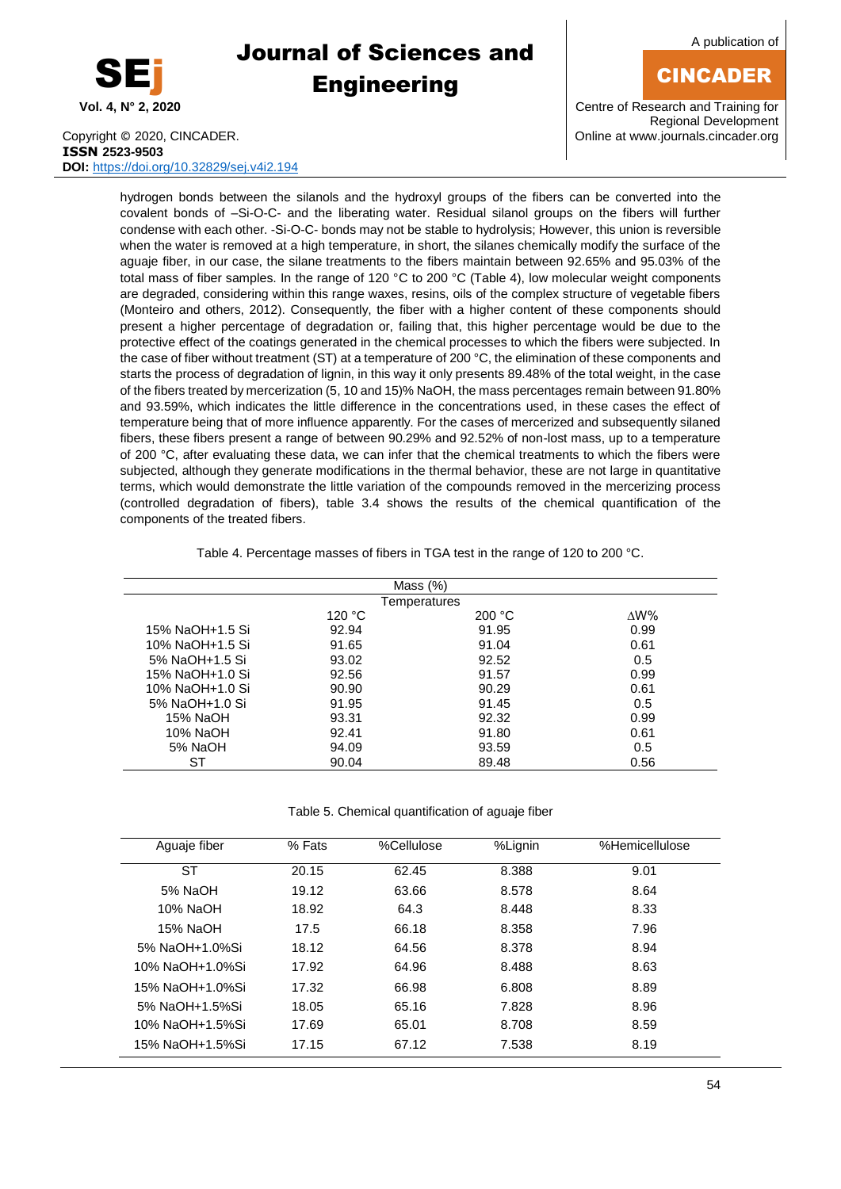hydrogen bonds between the silanols and the hydroxyl groups of the fibers can be converted into the covalent bonds of –Si-O-C- and the liberating water. Residual silanol groups on the fibers will further condense with each other. -Si-O-C- bonds may not be stable to hydrolysis; However, this union is reversible when the water is removed at a high temperature, in short, the silanes chemically modify the surface of the aguaje fiber, in our case, the silane treatments to the fibers maintain between 92.65% and 95.03% of the total mass of fiber samples. In the range of 120 °C to 200 °C (Table 4), low molecular weight components are degraded, considering within this range waxes, resins, oils of the complex structure of vegetable fibers (Monteiro and others, 2012). Consequently, the fiber with a higher content of these components should present a higher percentage of degradation or, failing that, this higher percentage would be due to the protective effect of the coatings generated in the chemical processes to which the fibers were subjected. In the case of fiber without treatment (ST) at a temperature of 200 °C, the elimination of these components and starts the process of degradation of lignin, in this way it only presents 89.48% of the total weight, in the case of the fibers treated by mercerization (5, 10 and 15)% NaOH, the mass percentages remain between 91.80% and 93.59%, which indicates the little difference in the concentrations used, in these cases the effect of temperature being that of more influence apparently. For the cases of mercerized and subsequently silaned fibers, these fibers present a range of between 90.29% and 92.52% of non-lost mass, up to a temperature of 200 °C, after evaluating these data, we can infer that the chemical treatments to which the fibers were subjected, although they generate modifications in the thermal behavior, these are not large in quantitative terms, which would demonstrate the little variation of the compounds removed in the mercerizing process (controlled degradation of fibers), table 3.4 shows the results of the chemical quantification of the components of the treated fibers.

Table 4. Percentage masses of fibers in TGA test in the range of 120 to 200 °C.

| | Mass (%) | | |
|---|---|---|---|
| | Temperatures | | |
| | 120 °C | 200 °C | ∆W% |
| 15% NaOH+1.5 Si | 92.94 | 91.95 | 0.99 |
| 10% NaOH+1.5 Si | 91.65 | 91.04 | 0.61 |
| 5% NaOH+1.5 Si | 93.02 | 92.52 | 0.5 |
| 15% NaOH+1.0 Si | 92.56 | 91.57 | 0.99 |
| 10% NaOH+1.0 Si | 90.90 | 90.29 | 0.61 |
| 5% NaOH+1.0 Si | 91.95 | 91.45 | 0.5 |
| 15% NaOH | 93.31 | 92.32 | 0.99 |
| 10% NaOH | 92.41 | 91.80 | 0.61 |
| 5% NaOH | 94.09 | 93.59 | 0.5 |
| ST | 90.04 | 89.48 | 0.56 |

Table 5. Chemical quantification of aguaje fiber

| Aguaje fiber | % Fats | %Cellulose | %Lignin | %Hemicellulose |
|---|---|---|---|---|
| ST | 20.15 | 62.45 | 8.388 | 9.01 |
| 5% NaOH | 19.12 | 63.66 | 8.578 | 8.64 |
| 10% NaOH | 18.92 | 64.3 | 8.448 | 8.33 |
| 15% NaOH | 17.5 | 66.18 | 8.358 | 7.96 |
| 5% NaOH+1.0%Si | 18.12 | 64.56 | 8.378 | 8.94 |
| 10% NaOH+1.0%Si | 17.92 | 64.96 | 8.488 | 8.63 |
| 15% NaOH+1.0%Si | 17.32 | 66.98 | 6.808 | 8.89 |
| 5% NaOH+1.5%Si | 18.05 | 65.16 | 7.828 | 8.96 |
| 10% NaOH+1.5%Si | 17.69 | 65.01 | 8.708 | 8.59 |
| 15% NaOH+1.5%Si | 17.15 | 67.12 | 7.538 | 8.19 |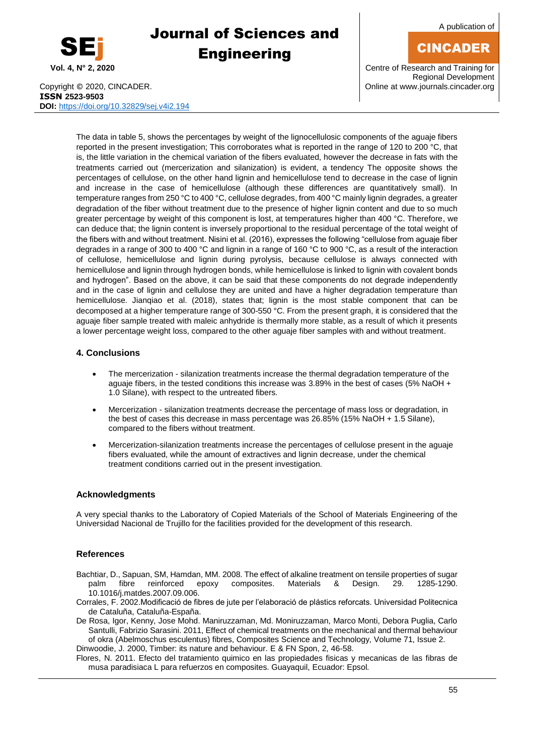The data in table 5, shows the percentages by weight of the lignocellulosic components of the aguaje fibers reported in the present investigation; This corroborates what is reported in the range of 120 to 200 °C, that is, the little variation in the chemical variation of the fibers evaluated, however the decrease in fats with the treatments carried out (mercerization and silanization) is evident, a tendency The opposite shows the percentages of cellulose, on the other hand lignin and hemicellulose tend to decrease in the case of lignin and increase in the case of hemicellulose (although these differences are quantitatively small). In temperature ranges from 250 °C to 400 °C, cellulose degrades, from 400 °C mainly lignin degrades, a greater degradation of the fiber without treatment due to the presence of higher lignin content and due to so much greater percentage by weight of this component is lost, at temperatures higher than 400 °C. Therefore, we can deduce that; the lignin content is inversely proportional to the residual percentage of the total weight of the fibers with and without treatment. Nisini et al. (2016), expresses the following "cellulose from aguaje fiber degrades in a range of 300 to 400 °C and lignin in a range of 160 °C to 900 °C, as a result of the interaction of cellulose, hemicellulose and lignin during pyrolysis, because cellulose is always connected with hemicellulose and lignin through hydrogen bonds, while hemicellulose is linked to lignin with covalent bonds and hydrogen". Based on the above, it can be said that these components do not degrade independently and in the case of lignin and cellulose they are united and have a higher degradation temperature than hemicellulose. Jianqiao et al. (2018), states that; lignin is the most stable component that can be decomposed at a higher temperature range of 300-550 °C. From the present graph, it is considered that the aguaje fiber sample treated with maleic anhydride is thermally more stable, as a result of which it presents a lower percentage weight loss, compared to the other aguaje fiber samples with and without treatment.

## 4. Conclusions

- The mercerization - silanization treatments increase the thermal degradation temperature of the aguaje fibers, in the tested conditions this increase was 3.89% in the best of cases (5% NaOH + 1.0 Silane), with respect to the untreated fibers.
- Mercerization - silanization treatments decrease the percentage of mass loss or degradation, in the best of cases this decrease in mass percentage was 26.85% (15% NaOH + 1.5 Silane), compared to the fibers without treatment.
- Mercerization-silanization treatments increase the percentages of cellulose present in the aguaje fibers evaluated, while the amount of extractives and lignin decrease, under the chemical treatment conditions carried out in the present investigation.

## Acknowledgments

A very special thanks to the Laboratory of Copied Materials of the School of Materials Engineering of the Universidad Nacional de Trujillo for the facilities provided for the development of this research.

## References

Bachtiar, D., Sapuan, SM, Hamdan, MM. 2008. The effect of alkaline treatment on tensile properties of sugar palm fibre reinforced epoxy composites. Materials & Design. 29. 1285-1290. 10.1016/j.matdes.2007.09.006.

Corrales, F. 2002.Modificació de fibres de jute per l'elaboració de plástics reforcats. Universidad Politecnica de Cataluña, Cataluña-España.

De Rosa, Igor, Kenny, Jose Mohd. Maniruzzaman, Md. Moniruzzaman, Marco Monti, Debora Puglia, Carlo Santulli, Fabrizio Sarasini. 2011, Effect of chemical treatments on the mechanical and thermal behaviour of okra (Abelmoschus esculentus) fibres, Composites Science and Technology, Volume 71, Issue 2.

Dinwoodie, J. 2000, Timber: its nature and behaviour. E & FN Spon, 2, 46-58.

Flores, N. 2011. Efecto del tratamiento quimico en las propiedades fisicas y mecanicas de las fibras de musa paradisiaca L para refuerzos en composites. Guayaquil, Ecuador: Epsol.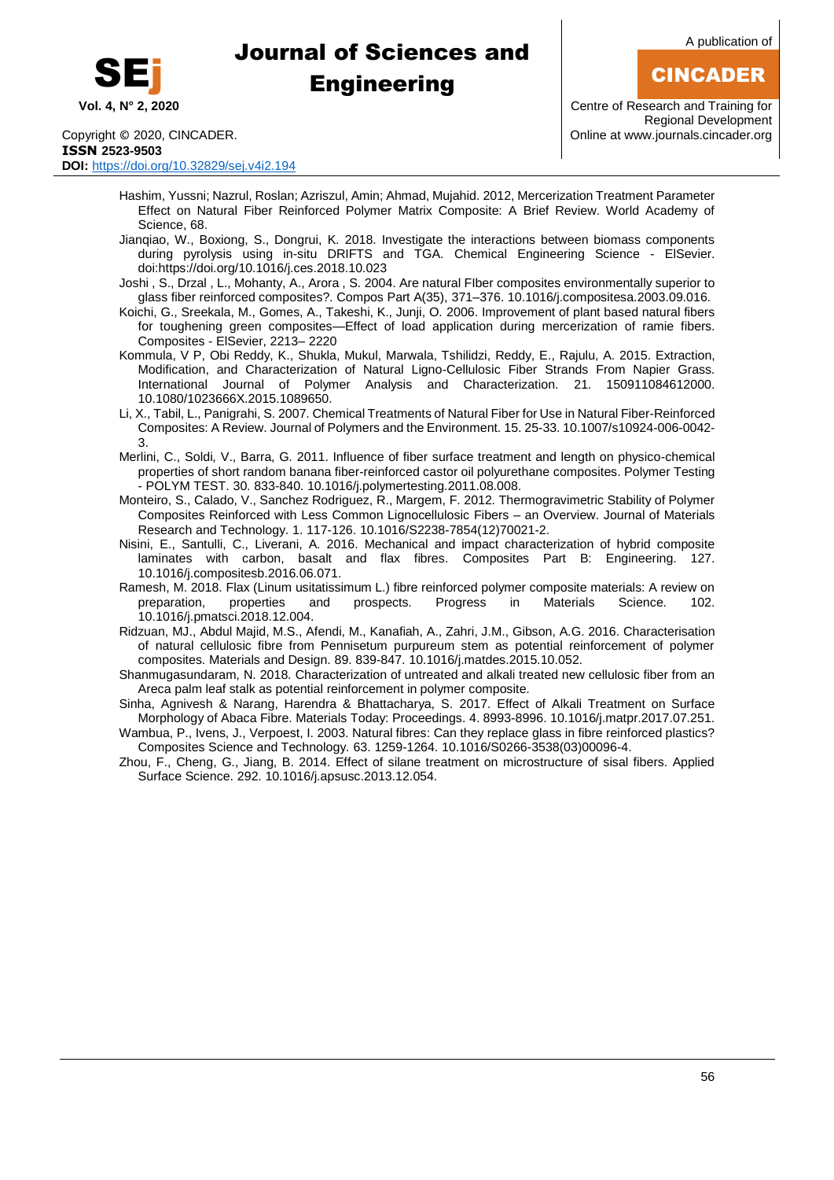Hashim, Yussni; Nazrul, Roslan; Azriszul, Amin; Ahmad, Mujahid. 2012, Mercerization Treatment Parameter Effect on Natural Fiber Reinforced Polymer Matrix Composite: A Brief Review. World Academy of Science, 68.

Jianqiao, W., Boxiong, S., Dongrui, K. 2018. Investigate the interactions between biomass components during pyrolysis using in-situ DRIFTS and TGA. Chemical Engineering Science - ElSevier. doi:https://doi.org/10.1016/j.ces.2018.10.023

Joshi , S., Drzal , L., Mohanty, A., Arora , S. 2004. Are natural FIber composites environmentally superior to glass fiber reinforced composites?. Compos Part A(35), 371–376. 10.1016/j.compositesa.2003.09.016.

Koichi, G., Sreekala, M., Gomes, A., Takeshi, K., Junji, O. 2006. Improvement of plant based natural fibers for toughening green composites—Effect of load application during mercerization of ramie fibers. Composites - ElSevier, 2213– 2220

Kommula, V P, Obi Reddy, K., Shukla, Mukul, Marwala, Tshilidzi, Reddy, E., Rajulu, A. 2015. Extraction, Modification, and Characterization of Natural Ligno-Cellulosic Fiber Strands From Napier Grass. International Journal of Polymer Analysis and Characterization. 21. 150911084612000. 10.1080/1023666X.2015.1089650.

Li, X., Tabil, L., Panigrahi, S. 2007. Chemical Treatments of Natural Fiber for Use in Natural Fiber-Reinforced Composites: A Review. Journal of Polymers and the Environment. 15. 25-33. 10.1007/s10924-006-0042-3.

Merlini, C., Soldi, V., Barra, G. 2011. Influence of fiber surface treatment and length on physico-chemical properties of short random banana fiber-reinforced castor oil polyurethane composites. Polymer Testing - POLYM TEST. 30. 833-840. 10.1016/j.polymertesting.2011.08.008.

Monteiro, S., Calado, V., Sanchez Rodriguez, R., Margem, F. 2012. Thermogravimetric Stability of Polymer Composites Reinforced with Less Common Lignocellulosic Fibers – an Overview. Journal of Materials Research and Technology. 1. 117-126. 10.1016/S2238-7854(12)70021-2.

Nisini, E., Santulli, C., Liverani, A. 2016. Mechanical and impact characterization of hybrid composite laminates with carbon, basalt and flax fibres. Composites Part B: Engineering. 127. 10.1016/j.compositesb.2016.06.071.

Ramesh, M. 2018. Flax (Linum usitatissimum L.) fibre reinforced polymer composite materials: A review on preparation, properties and prospects. Progress in Materials Science. 102. 10.1016/j.pmatsci.2018.12.004.

Ridzuan, MJ., Abdul Majid, M.S., Afendi, M., Kanafiah, A., Zahri, J.M., Gibson, A.G. 2016. Characterisation of natural cellulosic fibre from Pennisetum purpureum stem as potential reinforcement of polymer composites. Materials and Design. 89. 839-847. 10.1016/j.matdes.2015.10.052.

Shanmugasundaram, N. 2018. Characterization of untreated and alkali treated new cellulosic fiber from an Areca palm leaf stalk as potential reinforcement in polymer composite.

Sinha, Agnivesh & Narang, Harendra & Bhattacharya, S. 2017. Effect of Alkali Treatment on Surface Morphology of Abaca Fibre. Materials Today: Proceedings. 4. 8993-8996. 10.1016/j.matpr.2017.07.251.

Wambua, P., Ivens, J., Verpoest, I. 2003. Natural fibres: Can they replace glass in fibre reinforced plastics? Composites Science and Technology. 63. 1259-1264. 10.1016/S0266-3538(03)00096-4.

Zhou, F., Cheng, G., Jiang, B. 2014. Effect of silane treatment on microstructure of sisal fibers. Applied Surface Science. 292. 10.1016/j.apsusc.2013.12.054.